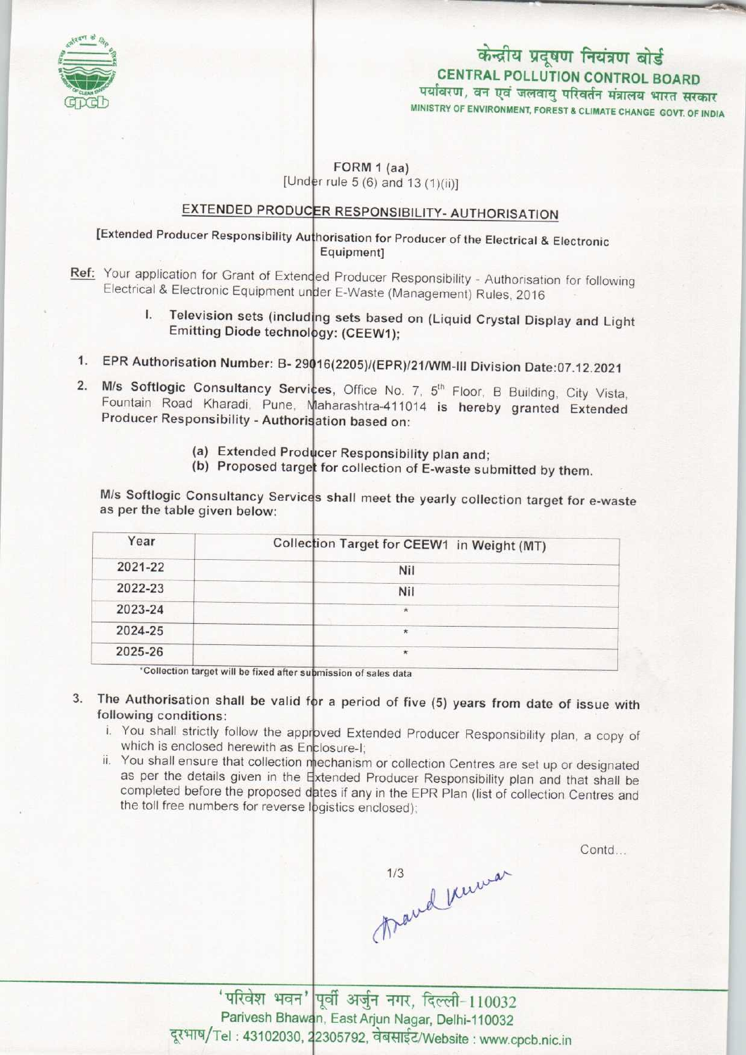केन्द्रीय प्रदूषण नियंत्रण बोर्ड
CENTRAL POLLUTION CONTROL BOARD
पर्यावरण, वन एवं जलवायु परिवर्तन मंत्रालय भारत सरकार
MINISTRY OF ENVIRONMENT, FOREST & CLIMATE CHANGE GOVT. OF INDIA

FORM 1 (aa)
[Under rule 5 (6) and 13 (1)(ii)]

## EXTENDED PRODUCER RESPONSIBILITY- AUTHORISATION

[Extended Producer Responsibility Authorisation for Producer of the Electrical & Electronic Equipment]

**Ref:** Your application for Grant of Extended Producer Responsibility - Authorisation for following Electrical & Electronic Equipment under E-Waste (Management) Rules, 2016

I. **Television sets (including sets based on (Liquid Crystal Display and Light Emitting Diode technology: (CEEW1);**

1. **EPR Authorisation Number: B- 29016(2205)/(EPR)/21/WM-III Division Date:07.12.2021**

2. **M/s Softlogic Consultancy Services,** Office No. 7, 5th Floor, B Building, City Vista, Fountain Road Kharadi, Pune, Maharashtra-411014 **is hereby granted Extended Producer Responsibility - Authorisation based on:**

   (a) Extended Producer Responsibility plan and;
   (b) Proposed target for collection of E-waste submitted by them.

M/s Softlogic Consultancy Services shall meet the yearly collection target for e-waste as per the table given below:

| Year | Collection Target for CEEW1 in Weight (MT) |
|---|---|
| 2021-22 | Nil |
| 2022-23 | Nil |
| 2023-24 | * |
| 2024-25 | * |
| 2025-26 | * |

*Collection target will be fixed after submission of sales data

3. The Authorisation shall be valid for a period of five (5) years from date of issue with following conditions:
   i. You shall strictly follow the approved Extended Producer Responsibility plan, a copy of which is enclosed herewith as Enclosure-I;
   ii. You shall ensure that collection mechanism or collection Centres are set up or designated as per the details given in the Extended Producer Responsibility plan and that shall be completed before the proposed dates if any in the EPR Plan (list of collection Centres and the toll free numbers for reverse logistics enclosed);

Contd...

'परिवेश भवन' पूर्वी अर्जुन नगर, दिल्ली-110032
Parivesh Bhawan, East Arjun Nagar, Delhi-110032
दूरभाष/Tel : 43102030, 22305792, वेबसाईट/Website : www.cpcb.nic.in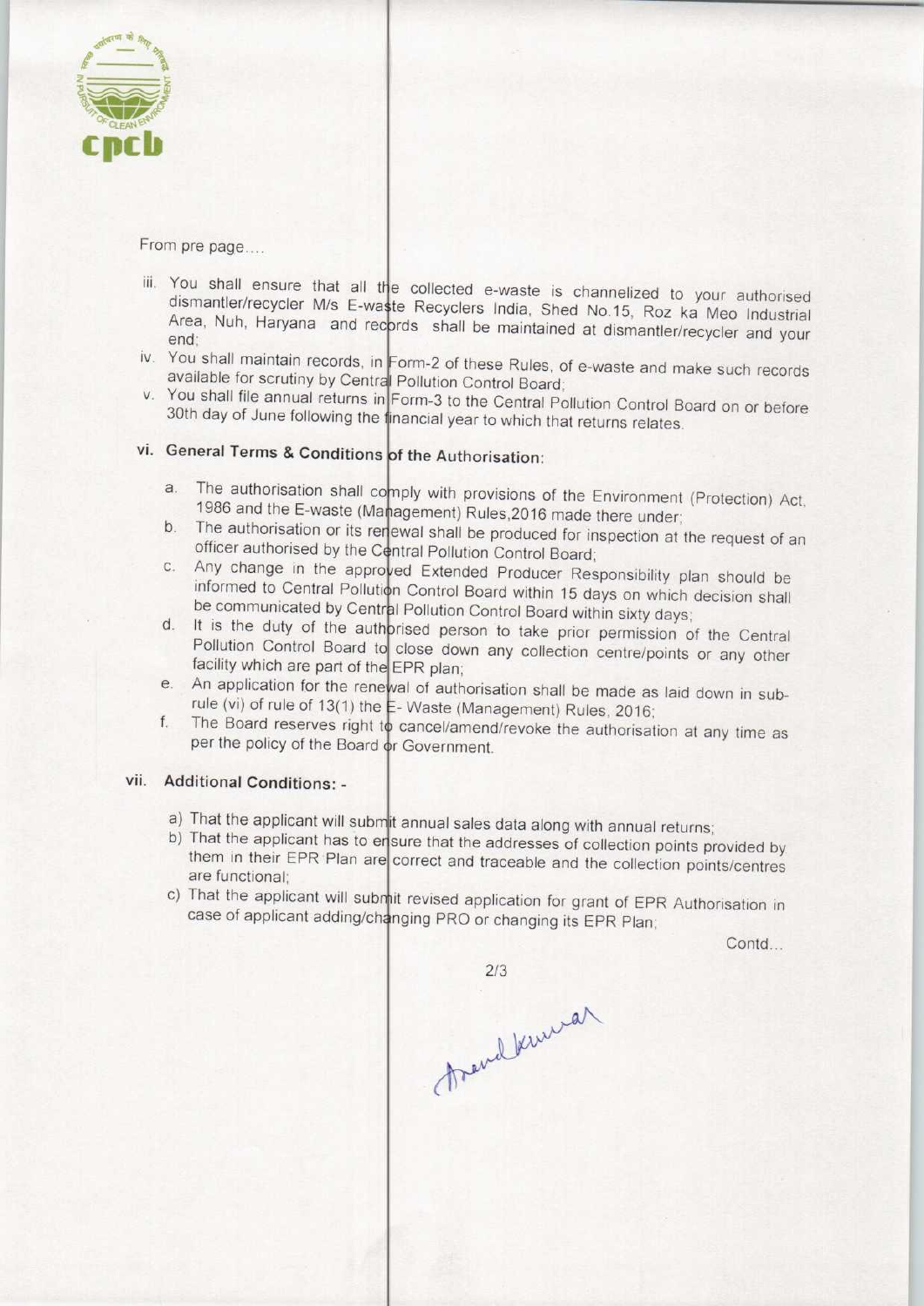From pre page....

iii. You shall ensure that all the collected e-waste is channelized to your authorised dismantler/recycler M/s E-waste Recyclers India, Shed No.15, Roz ka Meo Industrial Area, Nuh, Haryana and records shall be maintained at dismantler/recycler and your end;

iv. You shall maintain records, in Form-2 of these Rules, of e-waste and make such records available for scrutiny by Central Pollution Control Board;

v. You shall file annual returns in Form-3 to the Central Pollution Control Board on or before 30th day of June following the financial year to which that returns relates.

vi. **General Terms & Conditions of the Authorisation:**

a. The authorisation shall comply with provisions of the Environment (Protection) Act, 1986 and the E-waste (Management) Rules,2016 made there under;

b. The authorisation or its renewal shall be produced for inspection at the request of an officer authorised by the Central Pollution Control Board;

c. Any change in the approved Extended Producer Responsibility plan should be informed to Central Pollution Control Board within 15 days on which decision shall be communicated by Central Pollution Control Board within sixty days;

d. It is the duty of the authorised person to take prior permission of the Central Pollution Control Board to close down any collection centre/points or any other facility which are part of the EPR plan;

e. An application for the renewal of authorisation shall be made as laid down in sub-rule (vi) of rule of 13(1) the E- Waste (Management) Rules, 2016;

f. The Board reserves right to cancel/amend/revoke the authorisation at any time as per the policy of the Board or Government.

vii. **Additional Conditions: -**

a) That the applicant will submit annual sales data along with annual returns;

b) That the applicant has to ensure that the addresses of collection points provided by them in their EPR Plan are correct and traceable and the collection points/centres are functional;

c) That the applicant will submit revised application for grant of EPR Authorisation in case of applicant adding/changing PRO or changing its EPR Plan;

Contd...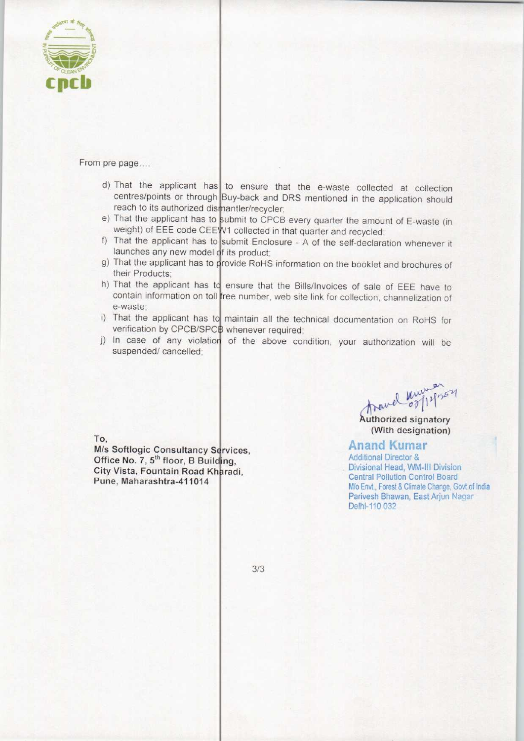From pre page....

d) That the applicant has to ensure that the e-waste collected at collection centres/points or through Buy-back and DRS mentioned in the application should reach to its authorized dismantler/recycler;
e) That the applicant has to submit to CPCB every quarter the amount of E-waste (in weight) of EEE code CEEW1 collected in that quarter and recycled;
f) That the applicant has to submit Enclosure - A of the self-declaration whenever it launches any new model of its product;
g) That the applicant has to provide RoHS information on the booklet and brochures of their Products;
h) That the applicant has to ensure that the Bills/Invoices of sale of EEE have to contain information on toll free number, web site link for collection, channelization of e-waste;
i) That the applicant has to maintain all the technical documentation on RoHS for verification by CPCB/SPCB whenever required;
j) In case of any violation of the above condition, your authorization will be suspended/ cancelled;

Anand Kumar 07/12/2021

**Authorized signatory**
**(With designation)**

**Anand Kumar**
Additional Director &
Divisional Head, WM-III Division
Central Pollution Control Board
M/o Envt., Forest & Climate Change, Govt.of India
Parivesh Bhawan, East Arjun Nagar
Delhi-110 032

To,
**M/s Softlogic Consultancy Services,**
**Office No. 7, 5th floor, B Building,**
**City Vista, Fountain Road Kharadi,**
**Pune, Maharashtra-411014**